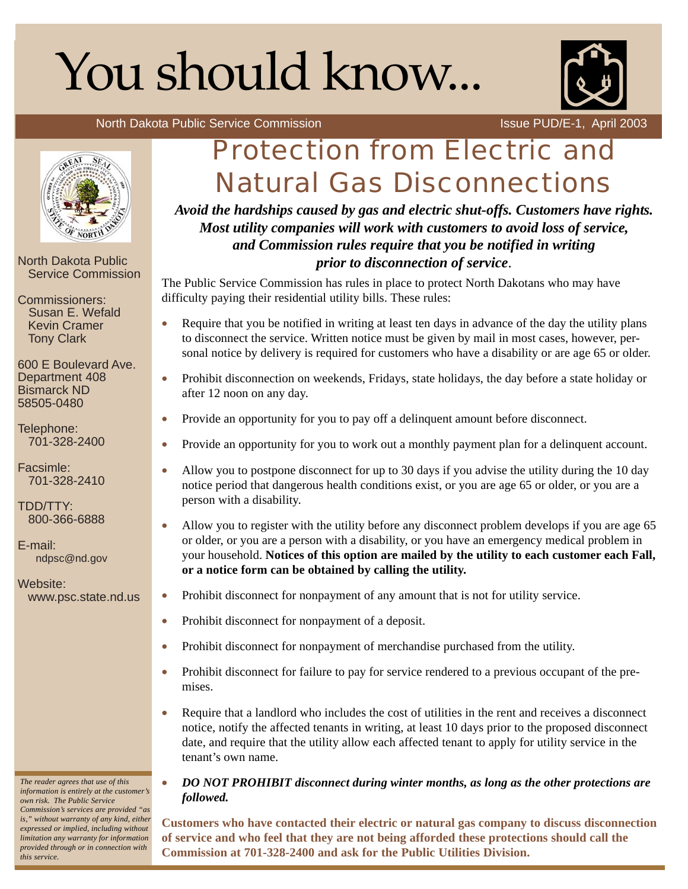# You should know...

North Dakota Public Service Commission — Issue PUD/E-1, April 2003

North Dakota Public Service Commission

Commissioners:
Susan E. Wefald
Kevin Cramer
Tony Clark

600 E Boulevard Ave.
Department 408
Bismarck ND
58505-0480

Telephone:
701-328-2400

Facsimile:
701-328-2410

TDD/TTY:
800-366-6888

E-mail:
ndpsc@nd.gov

Website:
www.psc.state.nd.us

*The reader agrees that use of this information is entirely at the customer's own risk. The Public Service Commission's services are provided "as is," without warranty of any kind, either expressed or implied, including without limitation any warranty for information provided through or in connection with this service.*

## Protection from Electric and Natural Gas Disconnections

***Avoid the hardships caused by gas and electric shut-offs. Customers have rights. Most utility companies will work with customers to avoid loss of service, and Commission rules require that you be notified in writing prior to disconnection of service.***

The Public Service Commission has rules in place to protect North Dakotans who may have difficulty paying their residential utility bills. These rules:

- Require that you be notified in writing at least ten days in advance of the day the utility plans to disconnect the service. Written notice must be given by mail in most cases, however, personal notice by delivery is required for customers who have a disability or are age 65 or older.
- Prohibit disconnection on weekends, Fridays, state holidays, the day before a state holiday or after 12 noon on any day.
- Provide an opportunity for you to pay off a delinquent amount before disconnect.
- Provide an opportunity for you to work out a monthly payment plan for a delinquent account.
- Allow you to postpone disconnect for up to 30 days if you advise the utility during the 10 day notice period that dangerous health conditions exist, or you are age 65 or older, or you are a person with a disability.
- Allow you to register with the utility before any disconnect problem develops if you are age 65 or older, or you are a person with a disability, or you have an emergency medical problem in your household. **Notices of this option are mailed by the utility to each customer each Fall, or a notice form can be obtained by calling the utility.**
- Prohibit disconnect for nonpayment of any amount that is not for utility service.
- Prohibit disconnect for nonpayment of a deposit.
- Prohibit disconnect for nonpayment of merchandise purchased from the utility.
- Prohibit disconnect for failure to pay for service rendered to a previous occupant of the premises.
- Require that a landlord who includes the cost of utilities in the rent and receives a disconnect notice, notify the affected tenants in writing, at least 10 days prior to the proposed disconnect date, and require that the utility allow each affected tenant to apply for utility service in the tenant's own name.
- ***DO NOT PROHIBIT disconnect during winter months, as long as the other protections are followed.***

**Customers who have contacted their electric or natural gas company to discuss disconnection of service and who feel that they are not being afforded these protections should call the Commission at 701-328-2400 and ask for the Public Utilities Division.**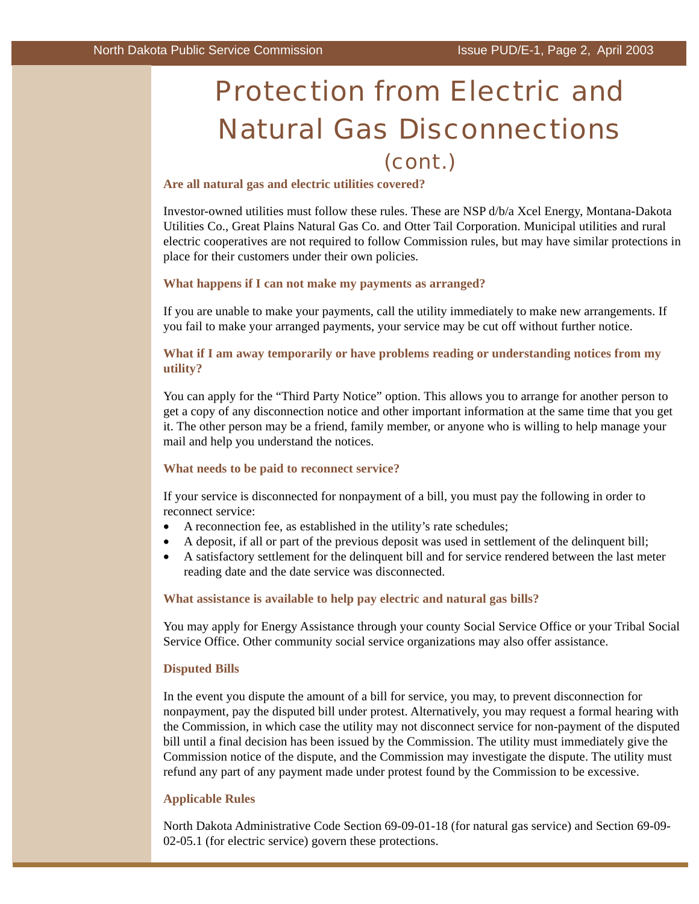# Protection from Electric and Natural Gas Disconnections (cont.)

### Are all natural gas and electric utilities covered?

Investor-owned utilities must follow these rules. These are NSP d/b/a Xcel Energy, Montana-Dakota Utilities Co., Great Plains Natural Gas Co. and Otter Tail Corporation. Municipal utilities and rural electric cooperatives are not required to follow Commission rules, but may have similar protections in place for their customers under their own policies.

### What happens if I can not make my payments as arranged?

If you are unable to make your payments, call the utility immediately to make new arrangements. If you fail to make your arranged payments, your service may be cut off without further notice.

### What if I am away temporarily or have problems reading or understanding notices from my utility?

You can apply for the "Third Party Notice" option. This allows you to arrange for another person to get a copy of any disconnection notice and other important information at the same time that you get it. The other person may be a friend, family member, or anyone who is willing to help manage your mail and help you understand the notices.

### What needs to be paid to reconnect service?

If your service is disconnected for nonpayment of a bill, you must pay the following in order to reconnect service:

- A reconnection fee, as established in the utility's rate schedules;
- A deposit, if all or part of the previous deposit was used in settlement of the delinquent bill;
- A satisfactory settlement for the delinquent bill and for service rendered between the last meter reading date and the date service was disconnected.

### What assistance is available to help pay electric and natural gas bills?

You may apply for Energy Assistance through your county Social Service Office or your Tribal Social Service Office. Other community social service organizations may also offer assistance.

### Disputed Bills

In the event you dispute the amount of a bill for service, you may, to prevent disconnection for nonpayment, pay the disputed bill under protest. Alternatively, you may request a formal hearing with the Commission, in which case the utility may not disconnect service for non-payment of the disputed bill until a final decision has been issued by the Commission. The utility must immediately give the Commission notice of the dispute, and the Commission may investigate the dispute. The utility must refund any part of any payment made under protest found by the Commission to be excessive.

### Applicable Rules

North Dakota Administrative Code Section 69-09-01-18 (for natural gas service) and Section 69-09-02-05.1 (for electric service) govern these protections.